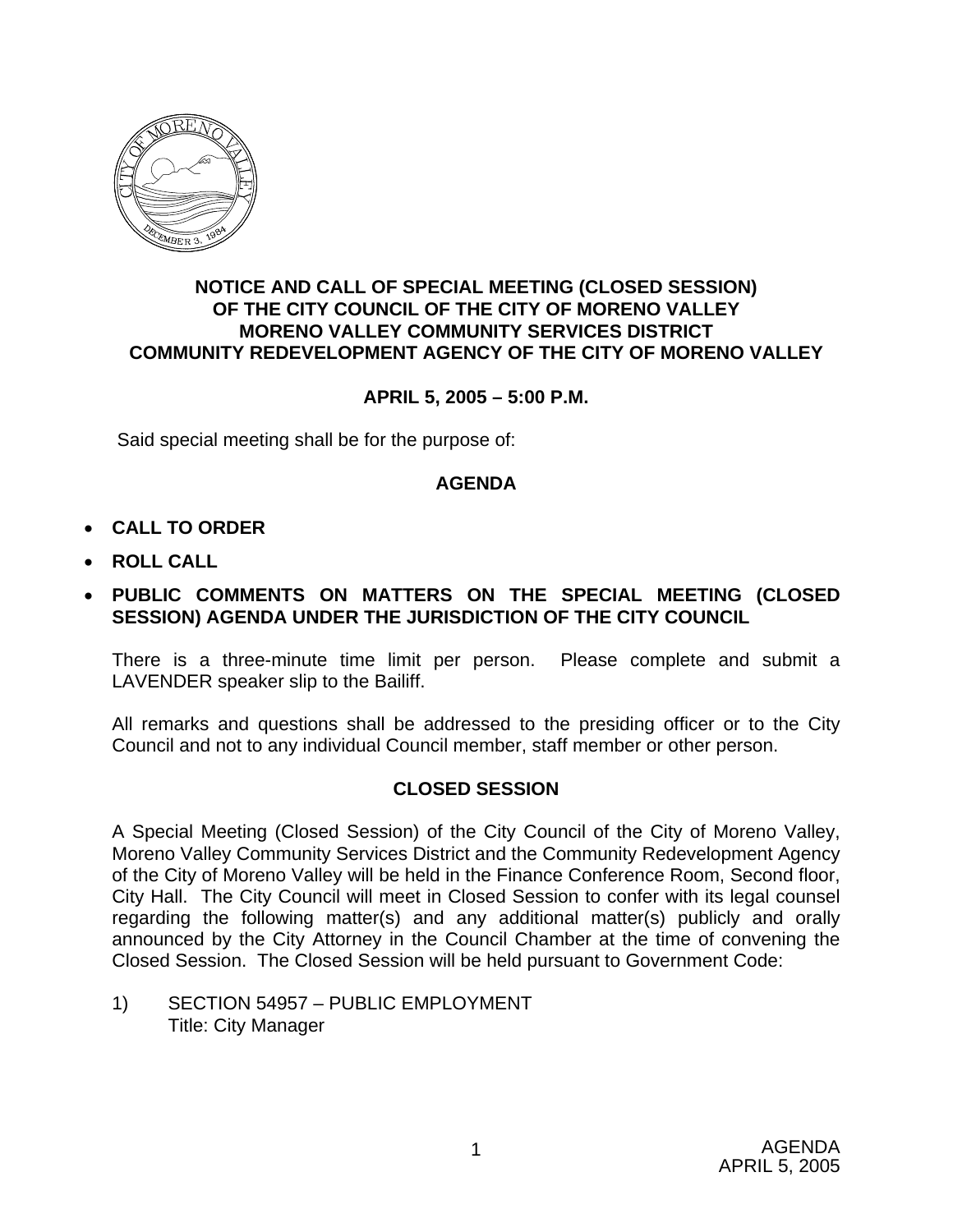**NOTICE AND CALL OF SPECIAL MEETING (CLOSED SESSION)**
**OF THE CITY COUNCIL OF THE CITY OF MORENO VALLEY**
**MORENO VALLEY COMMUNITY SERVICES DISTRICT**
**COMMUNITY REDEVELOPMENT AGENCY OF THE CITY OF MORENO VALLEY**

**APRIL 5, 2005 – 5:00 P.M.**

Said special meeting shall be for the purpose of:

## AGENDA

- **CALL TO ORDER**
- **ROLL CALL**
- **PUBLIC COMMENTS ON MATTERS ON THE SPECIAL MEETING (CLOSED SESSION) AGENDA UNDER THE JURISDICTION OF THE CITY COUNCIL**

  There is a three-minute time limit per person. Please complete and submit a LAVENDER speaker slip to the Bailiff.

  All remarks and questions shall be addressed to the presiding officer or to the City Council and not to any individual Council member, staff member or other person.

## CLOSED SESSION

A Special Meeting (Closed Session) of the City Council of the City of Moreno Valley, Moreno Valley Community Services District and the Community Redevelopment Agency of the City of Moreno Valley will be held in the Finance Conference Room, Second floor, City Hall. The City Council will meet in Closed Session to confer with its legal counsel regarding the following matter(s) and any additional matter(s) publicly and orally announced by the City Attorney in the Council Chamber at the time of convening the Closed Session. The Closed Session will be held pursuant to Government Code:

1) SECTION 54957 – PUBLIC EMPLOYMENT
   Title: City Manager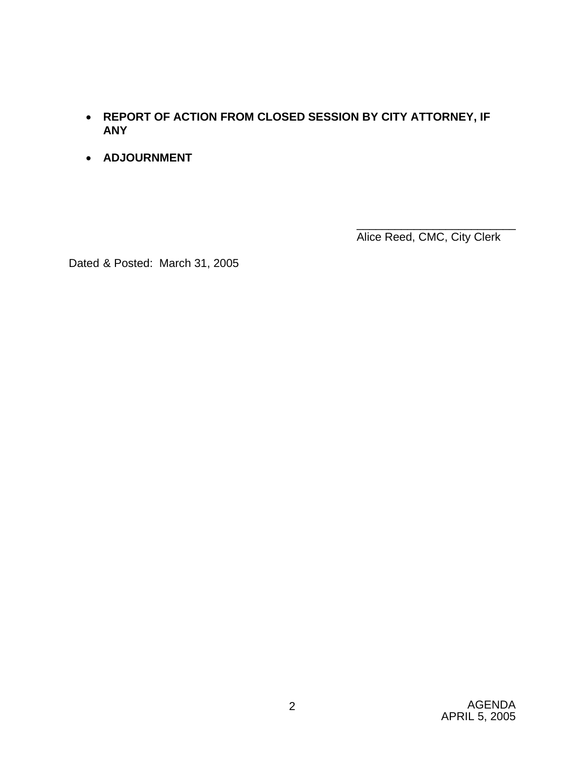- **REPORT OF ACTION FROM CLOSED SESSION BY CITY ATTORNEY, IF ANY**

- **ADJOURNMENT**

\_\_\_\_\_\_\_\_\_\_\_\_\_\_\_\_\_\_\_\_\_\_\_\_\_\_
Alice Reed, CMC, City Clerk

Dated & Posted: March 31, 2005